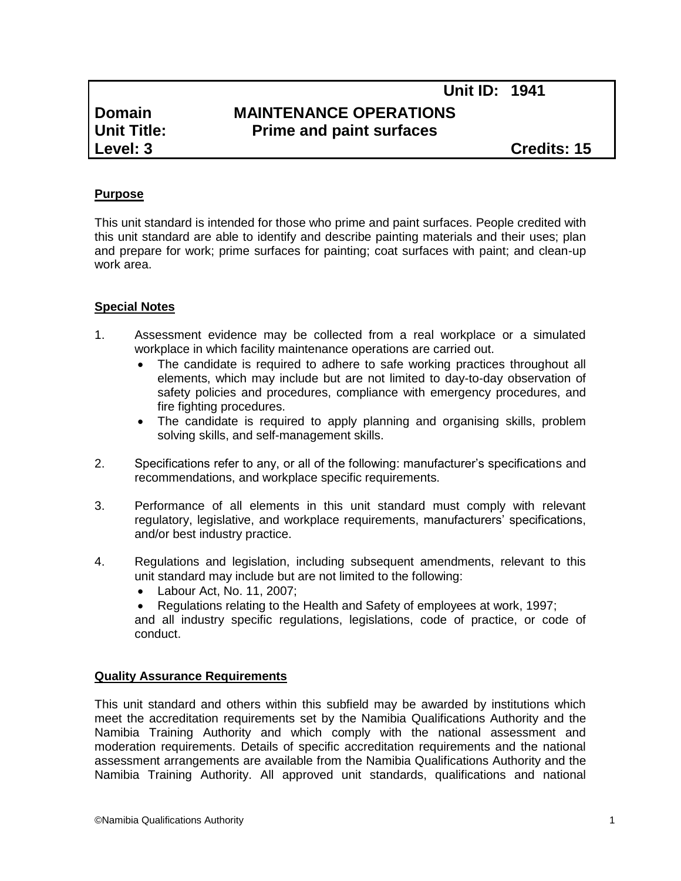| | Unit ID: 1941 | |
|---|---|---|
| **Domain** | **MAINTENANCE OPERATIONS** | |
| **Unit Title:** | **Prime and paint surfaces** | |
| **Level: 3** | | **Credits: 15** |

## Purpose

This unit standard is intended for those who prime and paint surfaces. People credited with this unit standard are able to identify and describe painting materials and their uses; plan and prepare for work; prime surfaces for painting; coat surfaces with paint; and clean-up work area.

## Special Notes

1. Assessment evidence may be collected from a real workplace or a simulated workplace in which facility maintenance operations are carried out.
   - The candidate is required to adhere to safe working practices throughout all elements, which may include but are not limited to day-to-day observation of safety policies and procedures, compliance with emergency procedures, and fire fighting procedures.
   - The candidate is required to apply planning and organising skills, problem solving skills, and self-management skills.

2. Specifications refer to any, or all of the following: manufacturer's specifications and recommendations, and workplace specific requirements.

3. Performance of all elements in this unit standard must comply with relevant regulatory, legislative, and workplace requirements, manufacturers' specifications, and/or best industry practice.

4. Regulations and legislation, including subsequent amendments, relevant to this unit standard may include but are not limited to the following:
   - Labour Act, No. 11, 2007;
   - Regulations relating to the Health and Safety of employees at work, 1997;

   and all industry specific regulations, legislations, code of practice, or code of conduct.

## Quality Assurance Requirements

This unit standard and others within this subfield may be awarded by institutions which meet the accreditation requirements set by the Namibia Qualifications Authority and the Namibia Training Authority and which comply with the national assessment and moderation requirements. Details of specific accreditation requirements and the national assessment arrangements are available from the Namibia Qualifications Authority and the Namibia Training Authority. All approved unit standards, qualifications and national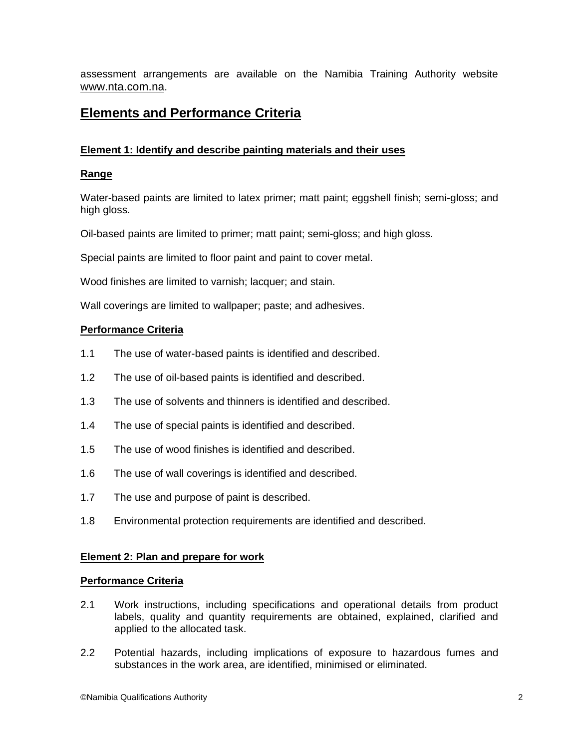assessment arrangements are available on the Namibia Training Authority website www.nta.com.na.

## Elements and Performance Criteria

### Element 1: Identify and describe painting materials and their uses

#### Range

Water-based paints are limited to latex primer; matt paint; eggshell finish; semi-gloss; and high gloss.

Oil-based paints are limited to primer; matt paint; semi-gloss; and high gloss.

Special paints are limited to floor paint and paint to cover metal.

Wood finishes are limited to varnish; lacquer; and stain.

Wall coverings are limited to wallpaper; paste; and adhesives.

#### Performance Criteria

1.1 The use of water-based paints is identified and described.

1.2 The use of oil-based paints is identified and described.

1.3 The use of solvents and thinners is identified and described.

1.4 The use of special paints is identified and described.

1.5 The use of wood finishes is identified and described.

1.6 The use of wall coverings is identified and described.

1.7 The use and purpose of paint is described.

1.8 Environmental protection requirements are identified and described.

### Element 2: Plan and prepare for work

#### Performance Criteria

2.1 Work instructions, including specifications and operational details from product labels, quality and quantity requirements are obtained, explained, clarified and applied to the allocated task.

2.2 Potential hazards, including implications of exposure to hazardous fumes and substances in the work area, are identified, minimised or eliminated.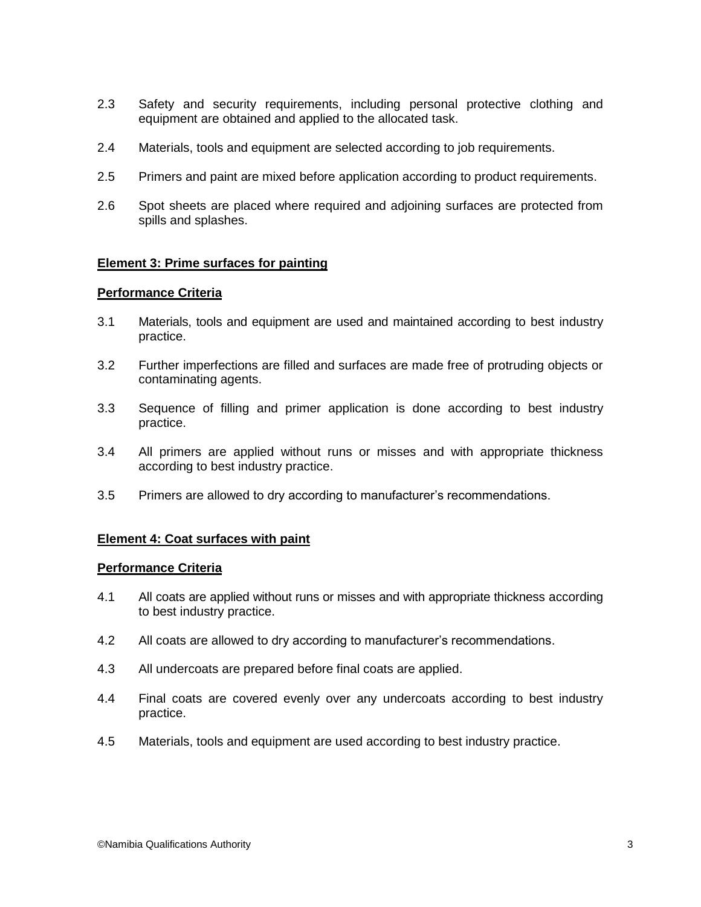2.3 Safety and security requirements, including personal protective clothing and equipment are obtained and applied to the allocated task.

2.4 Materials, tools and equipment are selected according to job requirements.

2.5 Primers and paint are mixed before application according to product requirements.

2.6 Spot sheets are placed where required and adjoining surfaces are protected from spills and splashes.

**Element 3: Prime surfaces for painting**

**Performance Criteria**

3.1 Materials, tools and equipment are used and maintained according to best industry practice.

3.2 Further imperfections are filled and surfaces are made free of protruding objects or contaminating agents.

3.3 Sequence of filling and primer application is done according to best industry practice.

3.4 All primers are applied without runs or misses and with appropriate thickness according to best industry practice.

3.5 Primers are allowed to dry according to manufacturer's recommendations.

**Element 4: Coat surfaces with paint**

**Performance Criteria**

4.1 All coats are applied without runs or misses and with appropriate thickness according to best industry practice.

4.2 All coats are allowed to dry according to manufacturer's recommendations.

4.3 All undercoats are prepared before final coats are applied.

4.4 Final coats are covered evenly over any undercoats according to best industry practice.

4.5 Materials, tools and equipment are used according to best industry practice.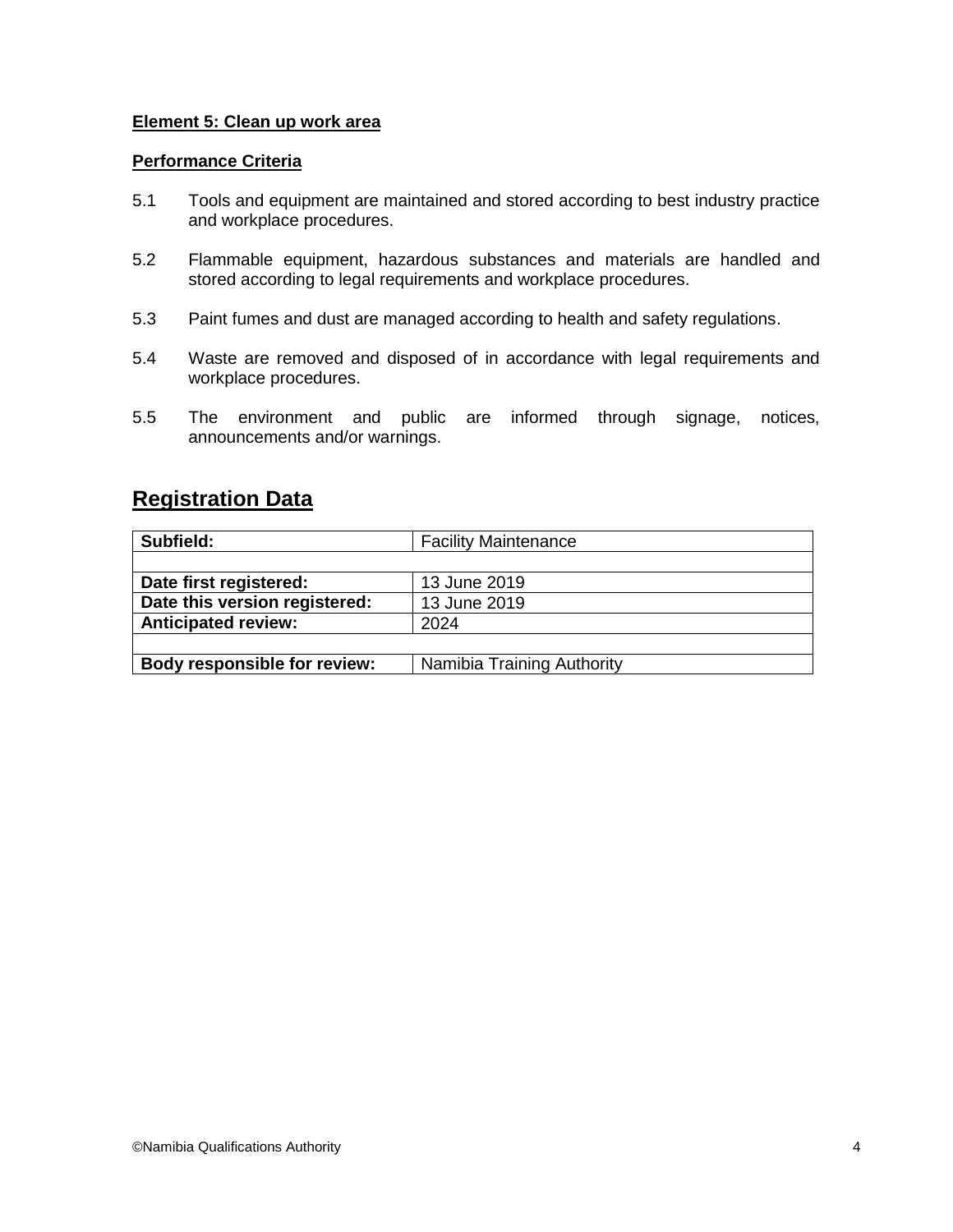**Element 5: Clean up work area**

**Performance Criteria**

5.1 Tools and equipment are maintained and stored according to best industry practice and workplace procedures.

5.2 Flammable equipment, hazardous substances and materials are handled and stored according to legal requirements and workplace procedures.

5.3 Paint fumes and dust are managed according to health and safety regulations.

5.4 Waste are removed and disposed of in accordance with legal requirements and workplace procedures.

5.5 The environment and public are informed through signage, notices, announcements and/or warnings.

## Registration Data

| | |
|---|---|
| **Subfield:** | Facility Maintenance |
| | |
| **Date first registered:** | 13 June 2019 |
| **Date this version registered:** | 13 June 2019 |
| **Anticipated review:** | 2024 |
| | |
| **Body responsible for review:** | Namibia Training Authority |

©Namibia Qualifications Authority